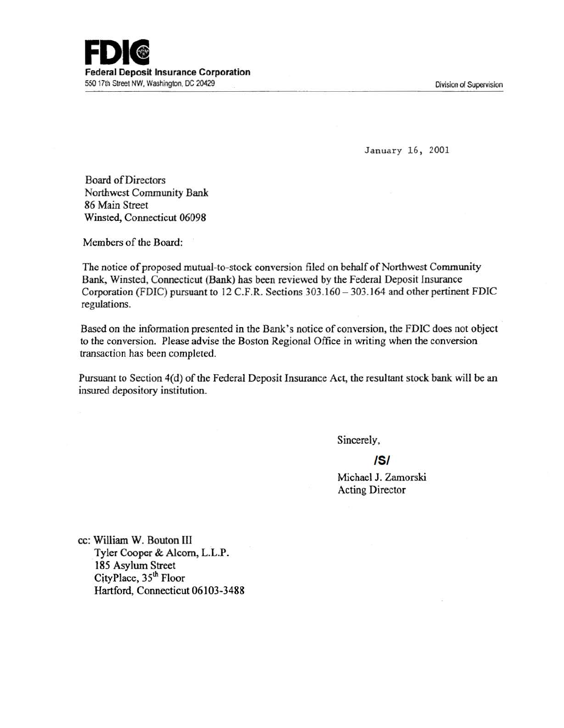**FDIC**
**Federal Deposit Insurance Corporation**
550 17th Street NW, Washington, DC 20429

Division of Supervision

January 16, 2001

Board of Directors
Northwest Community Bank
86 Main Street
Winsted, Connecticut 06098

Members of the Board:

The notice of proposed mutual-to-stock conversion filed on behalf of Northwest Community Bank, Winsted, Connecticut (Bank) has been reviewed by the Federal Deposit Insurance Corporation (FDIC) pursuant to 12 C.F.R. Sections 303.160 – 303.164 and other pertinent FDIC regulations.

Based on the information presented in the Bank's notice of conversion, the FDIC does not object to the conversion. Please advise the Boston Regional Office in writing when the conversion transaction has been completed.

Pursuant to Section 4(d) of the Federal Deposit Insurance Act, the resultant stock bank will be an insured depository institution.

Sincerely,

**/S/**

Michael J. Zamorski
Acting Director

cc: William W. Bouton III
Tyler Cooper & Alcorn, L.L.P.
185 Asylum Street
CityPlace, 35th Floor
Hartford, Connecticut 06103-3488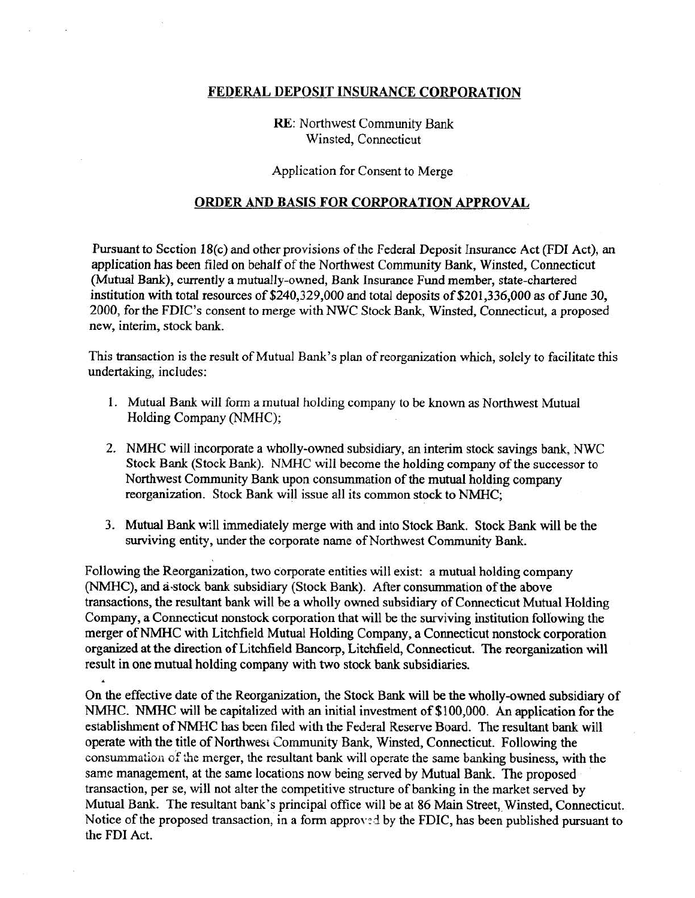## FEDERAL DEPOSIT INSURANCE CORPORATION

RE: Northwest Community Bank
Winsted, Connecticut

Application for Consent to Merge

## ORDER AND BASIS FOR CORPORATION APPROVAL

Pursuant to Section 18(c) and other provisions of the Federal Deposit Insurance Act (FDI Act), an application has been filed on behalf of the Northwest Community Bank, Winsted, Connecticut (Mutual Bank), currently a mutually-owned, Bank Insurance Fund member, state-chartered institution with total resources of $240,329,000 and total deposits of $201,336,000 as of June 30, 2000, for the FDIC's consent to merge with NWC Stock Bank, Winsted, Connecticut, a proposed new, interim, stock bank.

This transaction is the result of Mutual Bank's plan of reorganization which, solely to facilitate this undertaking, includes:

1. Mutual Bank will form a mutual holding company to be known as Northwest Mutual Holding Company (NMHC);

2. NMHC will incorporate a wholly-owned subsidiary, an interim stock savings bank, NWC Stock Bank (Stock Bank). NMHC will become the holding company of the successor to Northwest Community Bank upon consummation of the mutual holding company reorganization. Stock Bank will issue all its common stock to NMHC;

3. Mutual Bank will immediately merge with and into Stock Bank. Stock Bank will be the surviving entity, under the corporate name of Northwest Community Bank.

Following the Reorganization, two corporate entities will exist: a mutual holding company (NMHC), and a stock bank subsidiary (Stock Bank). After consummation of the above transactions, the resultant bank will be a wholly owned subsidiary of Connecticut Mutual Holding Company, a Connecticut nonstock corporation that will be the surviving institution following the merger of NMHC with Litchfield Mutual Holding Company, a Connecticut nonstock corporation organized at the direction of Litchfield Bancorp, Litchfield, Connecticut. The reorganization will result in one mutual holding company with two stock bank subsidiaries.

On the effective date of the Reorganization, the Stock Bank will be the wholly-owned subsidiary of NMHC. NMHC will be capitalized with an initial investment of $100,000. An application for the establishment of NMHC has been filed with the Federal Reserve Board. The resultant bank will operate with the title of Northwest Community Bank, Winsted, Connecticut. Following the consummation of the merger, the resultant bank will operate the same banking business, with the same management, at the same locations now being served by Mutual Bank. The proposed transaction, per se, will not alter the competitive structure of banking in the market served by Mutual Bank. The resultant bank's principal office will be at 86 Main Street, Winsted, Connecticut. Notice of the proposed transaction, in a form approved by the FDIC, has been published pursuant to the FDI Act.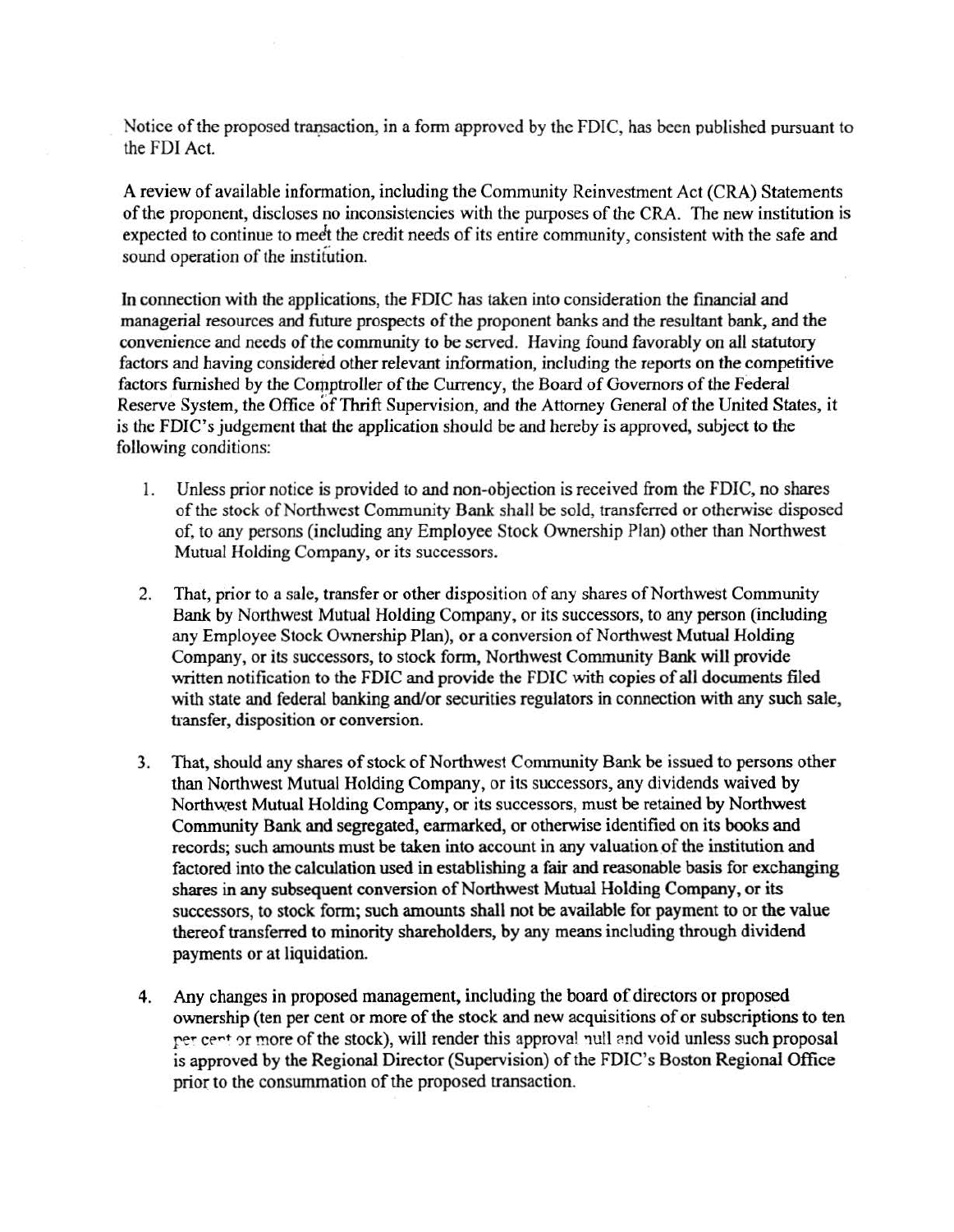Notice of the proposed transaction, in a form approved by the FDIC, has been published pursuant to the FDI Act.

A review of available information, including the Community Reinvestment Act (CRA) Statements of the proponent, discloses no inconsistencies with the purposes of the CRA. The new institution is expected to continue to meet the credit needs of its entire community, consistent with the safe and sound operation of the institution.

In connection with the applications, the FDIC has taken into consideration the financial and managerial resources and future prospects of the proponent banks and the resultant bank, and the convenience and needs of the community to be served. Having found favorably on all statutory factors and having considered other relevant information, including the reports on the competitive factors furnished by the Comptroller of the Currency, the Board of Governors of the Federal Reserve System, the Office of Thrift Supervision, and the Attorney General of the United States, it is the FDIC's judgement that the application should be and hereby is approved, subject to the following conditions:

1. Unless prior notice is provided to and non-objection is received from the FDIC, no shares of the stock of Northwest Community Bank shall be sold, transferred or otherwise disposed of, to any persons (including any Employee Stock Ownership Plan) other than Northwest Mutual Holding Company, or its successors.

2. That, prior to a sale, transfer or other disposition of any shares of Northwest Community Bank by Northwest Mutual Holding Company, or its successors, to any person (including any Employee Stock Ownership Plan), or a conversion of Northwest Mutual Holding Company, or its successors, to stock form, Northwest Community Bank will provide written notification to the FDIC and provide the FDIC with copies of all documents filed with state and federal banking and/or securities regulators in connection with any such sale, transfer, disposition or conversion.

3. That, should any shares of stock of Northwest Community Bank be issued to persons other than Northwest Mutual Holding Company, or its successors, any dividends waived by Northwest Mutual Holding Company, or its successors, must be retained by Northwest Community Bank and segregated, earmarked, or otherwise identified on its books and records; such amounts must be taken into account in any valuation of the institution and factored into the calculation used in establishing a fair and reasonable basis for exchanging shares in any subsequent conversion of Northwest Mutual Holding Company, or its successors, to stock form; such amounts shall not be available for payment to or the value thereof transferred to minority shareholders, by any means including through dividend payments or at liquidation.

4. Any changes in proposed management, including the board of directors or proposed ownership (ten per cent or more of the stock and new acquisitions of or subscriptions to ten per cent or more of the stock), will render this approval null and void unless such proposal is approved by the Regional Director (Supervision) of the FDIC's Boston Regional Office prior to the consummation of the proposed transaction.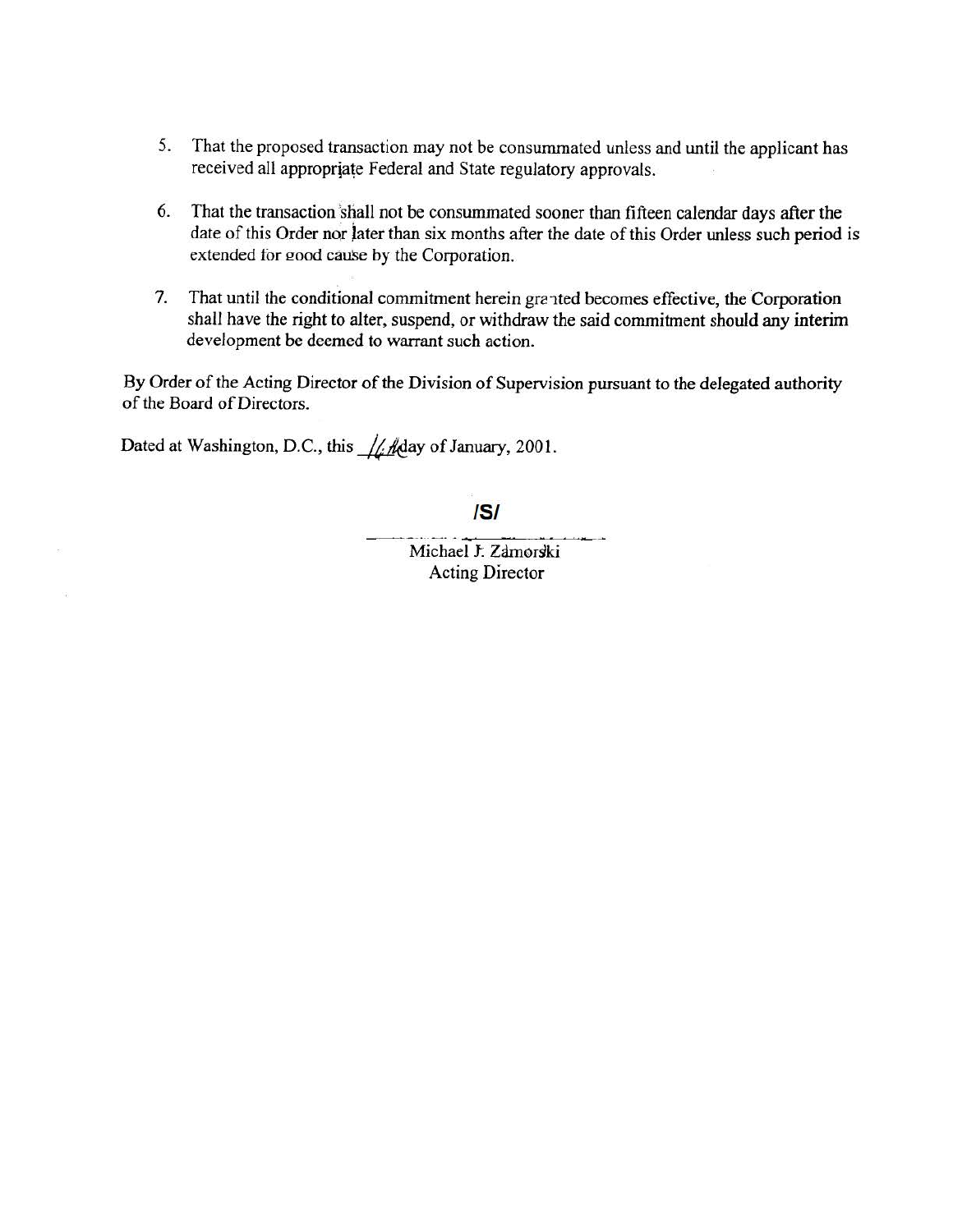5. That the proposed transaction may not be consummated unless and until the applicant has received all appropriate Federal and State regulatory approvals.

6. That the transaction shall not be consummated sooner than fifteen calendar days after the date of this Order nor later than six months after the date of this Order unless such period is extended for good cause by the Corporation.

7. That until the conditional commitment herein granted becomes effective, the Corporation shall have the right to alter, suspend, or withdraw the said commitment should any interim development be deemed to warrant such action.

By Order of the Acting Director of the Division of Supervision pursuant to the delegated authority of the Board of Directors.

Dated at Washington, D.C., this 16th day of January, 2001.

/S/

Michael J. Zamorski
Acting Director